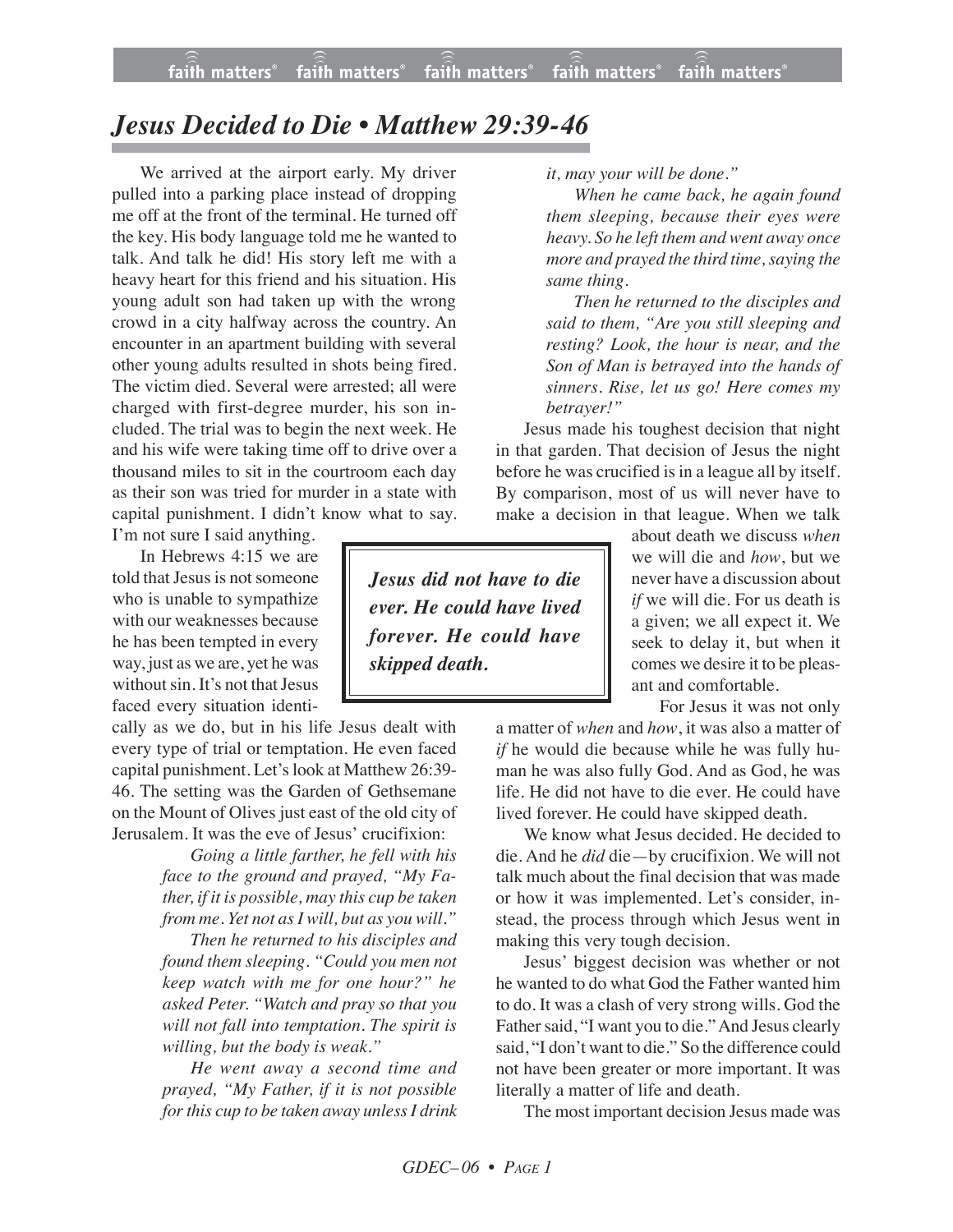# *Jesus Decided to Die • Matthew 29:39-46*

We arrived at the airport early. My driver pulled into a parking place instead of dropping me off at the front of the terminal. He turned off the key. His body language told me he wanted to talk. And talk he did! His story left me with a heavy heart for this friend and his situation. His young adult son had taken up with the wrong crowd in a city halfway across the country. An encounter in an apartment building with several other young adults resulted in shots being fired. The victim died. Several were arrested; all were charged with first-degree murder, his son included. The trial was to begin the next week. He and his wife were taking time off to drive over a thousand miles to sit in the courtroom each day as their son was tried for murder in a state with capital punishment. I didn't know what to say. I'm not sure I said anything.

In Hebrews 4:15 we are told that Jesus is not someone who is unable to sympathize with our weaknesses because he has been tempted in every way, just as we are, yet he was without sin. It's not that Jesus faced every situation identically as we do, but in his life Jesus dealt with every type of trial or temptation. He even faced capital punishment. Let's look at Matthew 26:39-46. The setting was the Garden of Gethsemane on the Mount of Olives just east of the old city of Jerusalem. It was the eve of Jesus' crucifixion:

> *Going a little farther, he fell with his face to the ground and prayed, "My Father, if it is possible, may this cup be taken from me. Yet not as I will, but as you will."*
>
> *Then he returned to his disciples and found them sleeping. "Could you men not keep watch with me for one hour?" he asked Peter. "Watch and pray so that you will not fall into temptation. The spirit is willing, but the body is weak."*
>
> *He went away a second time and prayed, "My Father, if it is not possible for this cup to be taken away unless I drink it, may your will be done."*
>
> *When he came back, he again found them sleeping, because their eyes were heavy. So he left them and went away once more and prayed the third time, saying the same thing.*
>
> *Then he returned to the disciples and said to them, "Are you still sleeping and resting? Look, the hour is near, and the Son of Man is betrayed into the hands of sinners. Rise, let us go! Here comes my betrayer!"*

Jesus made his toughest decision that night in that garden. That decision of Jesus the night before he was crucified is in a league all by itself. By comparison, most of us will never have to make a decision in that league. When we talk about death we discuss *when* we will die and *how*, but we never have a discussion about *if* we will die. For us death is a given; we all expect it. We seek to delay it, but when it comes we desire it to be pleasant and comfortable.

> ***Jesus did not have to die ever. He could have lived forever. He could have skipped death.***

For Jesus it was not only a matter of *when* and *how*, it was also a matter of *if* he would die because while he was fully human he was also fully God. And as God, he was life. He did not have to die ever. He could have lived forever. He could have skipped death.

We know what Jesus decided. He decided to die. And he *did* die—by crucifixion. We will not talk much about the final decision that was made or how it was implemented. Let's consider, instead, the process through which Jesus went in making this very tough decision.

Jesus' biggest decision was whether or not he wanted to do what God the Father wanted him to do. It was a clash of very strong wills. God the Father said, "I want you to die." And Jesus clearly said, "I don't want to die." So the difference could not have been greater or more important. It was literally a matter of life and death.

The most important decision Jesus made was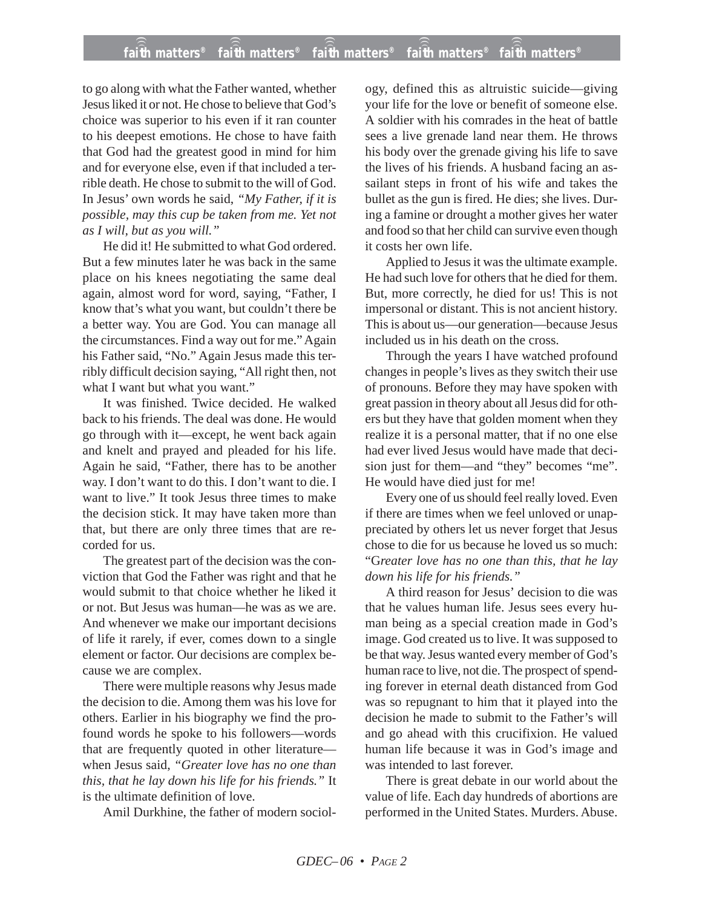to go along with what the Father wanted, whether Jesus liked it or not. He chose to believe that God's choice was superior to his even if it ran counter to his deepest emotions. He chose to have faith that God had the greatest good in mind for him and for everyone else, even if that included a terrible death. He chose to submit to the will of God. In Jesus' own words he said, *"My Father, if it is possible, may this cup be taken from me. Yet not as I will, but as you will."*

He did it! He submitted to what God ordered. But a few minutes later he was back in the same place on his knees negotiating the same deal again, almost word for word, saying, "Father, I know that's what you want, but couldn't there be a better way. You are God. You can manage all the circumstances. Find a way out for me." Again his Father said, "No." Again Jesus made this terribly difficult decision saying, "All right then, not what I want but what you want."

It was finished. Twice decided. He walked back to his friends. The deal was done. He would go through with it—except, he went back again and knelt and prayed and pleaded for his life. Again he said, "Father, there has to be another way. I don't want to do this. I don't want to die. I want to live." It took Jesus three times to make the decision stick. It may have taken more than that, but there are only three times that are recorded for us.

The greatest part of the decision was the conviction that God the Father was right and that he would submit to that choice whether he liked it or not. But Jesus was human—he was as we are. And whenever we make our important decisions of life it rarely, if ever, comes down to a single element or factor. Our decisions are complex because we are complex.

There were multiple reasons why Jesus made the decision to die. Among them was his love for others. Earlier in his biography we find the profound words he spoke to his followers—words that are frequently quoted in other literature—when Jesus said, *"Greater love has no one than this, that he lay down his life for his friends."* It is the ultimate definition of love.

Amil Durkhine, the father of modern sociology, defined this as altruistic suicide—giving your life for the love or benefit of someone else. A soldier with his comrades in the heat of battle sees a live grenade land near them. He throws his body over the grenade giving his life to save the lives of his friends. A husband facing an assailant steps in front of his wife and takes the bullet as the gun is fired. He dies; she lives. During a famine or drought a mother gives her water and food so that her child can survive even though it costs her own life.

Applied to Jesus it was the ultimate example. He had such love for others that he died for them. But, more correctly, he died for us! This is not impersonal or distant. This is not ancient history. This is about us—our generation—because Jesus included us in his death on the cross.

Through the years I have watched profound changes in people's lives as they switch their use of pronouns. Before they may have spoken with great passion in theory about all Jesus did for others but they have that golden moment when they realize it is a personal matter, that if no one else had ever lived Jesus would have made that decision just for them—and "they" becomes "me". He would have died just for me!

Every one of us should feel really loved. Even if there are times when we feel unloved or unappreciated by others let us never forget that Jesus chose to die for us because he loved us so much: "G*reater love has no one than this, that he lay down his life for his friends."*

A third reason for Jesus' decision to die was that he values human life. Jesus sees every human being as a special creation made in God's image. God created us to live. It was supposed to be that way. Jesus wanted every member of God's human race to live, not die. The prospect of spending forever in eternal death distanced from God was so repugnant to him that it played into the decision he made to submit to the Father's will and go ahead with this crucifixion. He valued human life because it was in God's image and was intended to last forever.

There is great debate in our world about the value of life. Each day hundreds of abortions are performed in the United States. Murders. Abuse.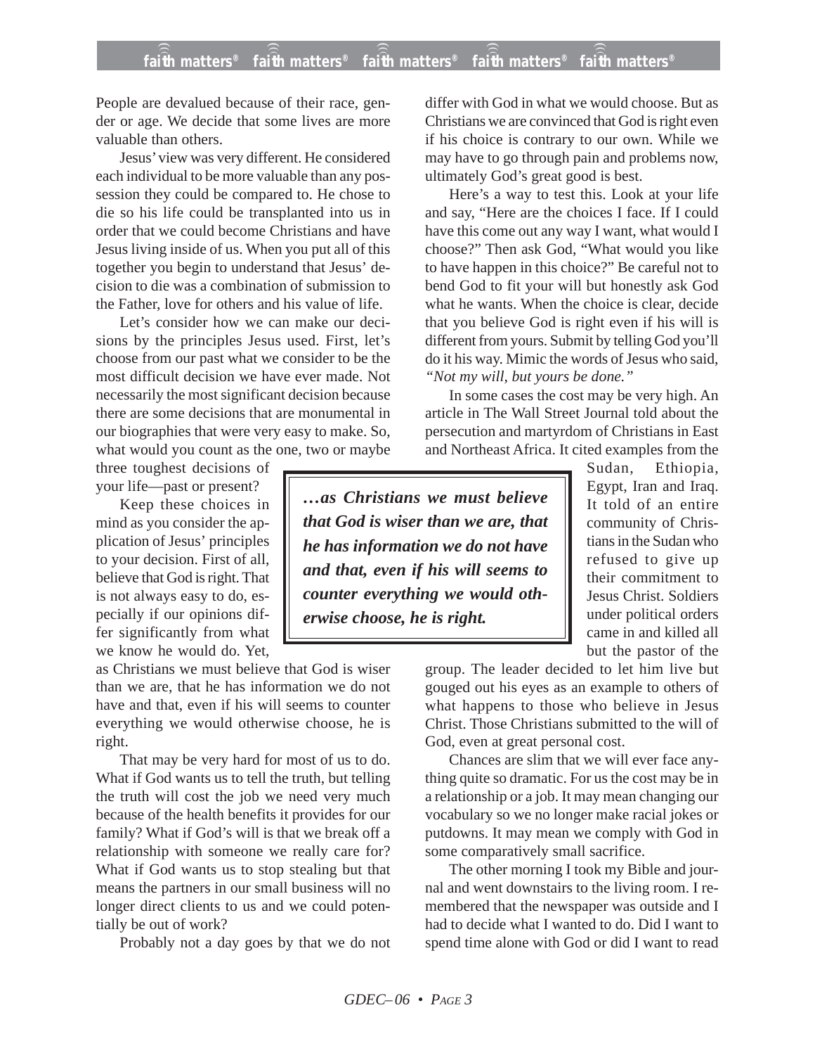People are devalued because of their race, gender or age. We decide that some lives are more valuable than others.

Jesus' view was very different. He considered each individual to be more valuable than any possession they could be compared to. He chose to die so his life could be transplanted into us in order that we could become Christians and have Jesus living inside of us. When you put all of this together you begin to understand that Jesus' decision to die was a combination of submission to the Father, love for others and his value of life.

Let's consider how we can make our decisions by the principles Jesus used. First, let's choose from our past what we consider to be the most difficult decision we have ever made. Not necessarily the most significant decision because there are some decisions that are monumental in our biographies that were very easy to make. So, what would you count as the one, two or maybe three toughest decisions of your life—past or present?

Keep these choices in mind as you consider the application of Jesus' principles to your decision. First of all, believe that God is right. That is not always easy to do, especially if our opinions differ significantly from what we know he would do. Yet, as Christians we must believe that God is wiser than we are, that he has information we do not have and that, even if his will seems to counter everything we would otherwise choose, he is right.

> ***…as Christians we must believe that God is wiser than we are, that he has information we do not have and that, even if his will seems to counter everything we would otherwise choose, he is right.***

That may be very hard for most of us to do. What if God wants us to tell the truth, but telling the truth will cost the job we need very much because of the health benefits it provides for our family? What if God's will is that we break off a relationship with someone we really care for? What if God wants us to stop stealing but that means the partners in our small business will no longer direct clients to us and we could potentially be out of work?

Probably not a day goes by that we do not differ with God in what we would choose. But as Christians we are convinced that God is right even if his choice is contrary to our own. While we may have to go through pain and problems now, ultimately God's great good is best.

Here's a way to test this. Look at your life and say, "Here are the choices I face. If I could have this come out any way I want, what would I choose?" Then ask God, "What would you like to have happen in this choice?" Be careful not to bend God to fit your will but honestly ask God what he wants. When the choice is clear, decide that you believe God is right even if his will is different from yours. Submit by telling God you'll do it his way. Mimic the words of Jesus who said, *"Not my will, but yours be done."*

In some cases the cost may be very high. An article in The Wall Street Journal told about the persecution and martyrdom of Christians in East and Northeast Africa. It cited examples from the Sudan, Ethiopia, Egypt, Iran and Iraq. It told of an entire community of Christians in the Sudan who refused to give up their commitment to Jesus Christ. Soldiers under political orders came in and killed all but the pastor of the group. The leader decided to let him live but gouged out his eyes as an example to others of what happens to those who believe in Jesus Christ. Those Christians submitted to the will of God, even at great personal cost.

Chances are slim that we will ever face anything quite so dramatic. For us the cost may be in a relationship or a job. It may mean changing our vocabulary so we no longer make racial jokes or putdowns. It may mean we comply with God in some comparatively small sacrifice.

The other morning I took my Bible and journal and went downstairs to the living room. I remembered that the newspaper was outside and I had to decide what I wanted to do. Did I want to spend time alone with God or did I want to read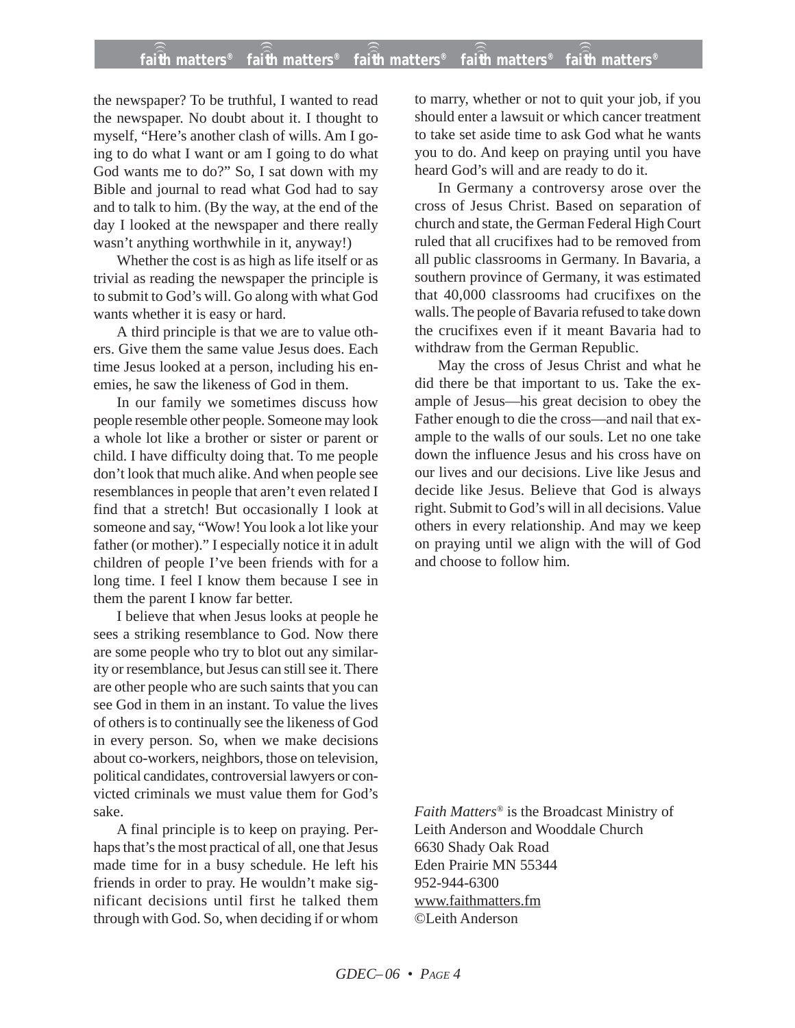the newspaper? To be truthful, I wanted to read the newspaper. No doubt about it. I thought to myself, "Here's another clash of wills. Am I going to do what I want or am I going to do what God wants me to do?" So, I sat down with my Bible and journal to read what God had to say and to talk to him. (By the way, at the end of the day I looked at the newspaper and there really wasn't anything worthwhile in it, anyway!)

Whether the cost is as high as life itself or as trivial as reading the newspaper the principle is to submit to God's will. Go along with what God wants whether it is easy or hard.

A third principle is that we are to value others. Give them the same value Jesus does. Each time Jesus looked at a person, including his enemies, he saw the likeness of God in them.

In our family we sometimes discuss how people resemble other people. Someone may look a whole lot like a brother or sister or parent or child. I have difficulty doing that. To me people don't look that much alike. And when people see resemblances in people that aren't even related I find that a stretch! But occasionally I look at someone and say, "Wow! You look a lot like your father (or mother)." I especially notice it in adult children of people I've been friends with for a long time. I feel I know them because I see in them the parent I know far better.

I believe that when Jesus looks at people he sees a striking resemblance to God. Now there are some people who try to blot out any similarity or resemblance, but Jesus can still see it. There are other people who are such saints that you can see God in them in an instant. To value the lives of others is to continually see the likeness of God in every person. So, when we make decisions about co-workers, neighbors, those on television, political candidates, controversial lawyers or convicted criminals we must value them for God's sake.

A final principle is to keep on praying. Perhaps that's the most practical of all, one that Jesus made time for in a busy schedule. He left his friends in order to pray. He wouldn't make significant decisions until first he talked them through with God. So, when deciding if or whom to marry, whether or not to quit your job, if you should enter a lawsuit or which cancer treatment to take set aside time to ask God what he wants you to do. And keep on praying until you have heard God's will and are ready to do it.

In Germany a controversy arose over the cross of Jesus Christ. Based on separation of church and state, the German Federal High Court ruled that all crucifixes had to be removed from all public classrooms in Germany. In Bavaria, a southern province of Germany, it was estimated that 40,000 classrooms had crucifixes on the walls. The people of Bavaria refused to take down the crucifixes even if it meant Bavaria had to withdraw from the German Republic.

May the cross of Jesus Christ and what he did there be that important to us. Take the example of Jesus—his great decision to obey the Father enough to die the cross—and nail that example to the walls of our souls. Let no one take down the influence Jesus and his cross have on our lives and our decisions. Live like Jesus and decide like Jesus. Believe that God is always right. Submit to God's will in all decisions. Value others in every relationship. And may we keep on praying until we align with the will of God and choose to follow him.

*Faith Matters*® is the Broadcast Ministry of
Leith Anderson and Wooddale Church
6630 Shady Oak Road
Eden Prairie MN 55344
952-944-6300
www.faithmatters.fm
©Leith Anderson